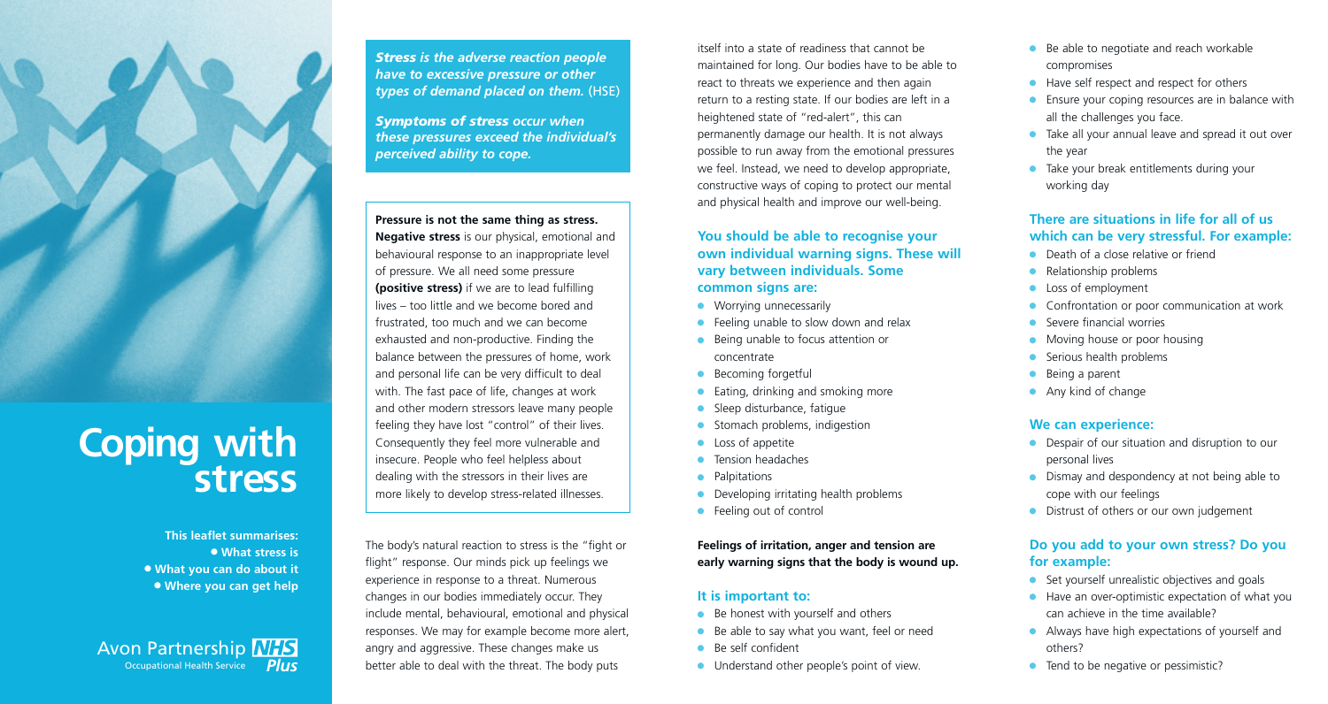# Coping with stress

**This leaflet summarises:**
- **What stress is**
- **What you can do about it**
- **Where you can get help**

Avon Partnership NHS Plus
Occupational Health Service

***Stress** is the adverse reaction people have to excessive pressure or other types of demand placed on them.* (HSE)

***Symptoms of stress** occur when these pressures exceed the individual's perceived ability to cope.*

**Pressure is not the same thing as stress. Negative stress** is our physical, emotional and behavioural response to an inappropriate level of pressure. We all need some pressure **(positive stress)** if we are to lead fulfilling lives – too little and we become bored and frustrated, too much and we can become exhausted and non-productive. Finding the balance between the pressures of home, work and personal life can be very difficult to deal with. The fast pace of life, changes at work and other modern stressors leave many people feeling they have lost "control" of their lives. Consequently they feel more vulnerable and insecure. People who feel helpless about dealing with the stressors in their lives are more likely to develop stress-related illnesses.

The body's natural reaction to stress is the "fight or flight" response. Our minds pick up feelings we experience in response to a threat. Numerous changes in our bodies immediately occur. They include mental, behavioural, emotional and physical responses. We may for example become more alert, angry and aggressive. These changes make us better able to deal with the threat. The body puts itself into a state of readiness that cannot be maintained for long. Our bodies have to be able to react to threats we experience and then again return to a resting state. If our bodies are left in a heightened state of "red-alert", this can permanently damage our health. It is not always possible to run away from the emotional pressures we feel. Instead, we need to develop appropriate, constructive ways of coping to protect our mental and physical health and improve our well-being.

### You should be able to recognise your own individual warning signs. These will vary between individuals. Some common signs are:

- Worrying unnecessarily
- Feeling unable to slow down and relax
- Being unable to focus attention or concentrate
- Becoming forgetful
- Eating, drinking and smoking more
- Sleep disturbance, fatigue
- Stomach problems, indigestion
- Loss of appetite
- Tension headaches
- Palpitations
- Developing irritating health problems
- Feeling out of control

**Feelings of irritation, anger and tension are early warning signs that the body is wound up.**

### It is important to:

- Be honest with yourself and others
- Be able to say what you want, feel or need
- Be self confident
- Understand other people's point of view.
- Be able to negotiate and reach workable compromises
- Have self respect and respect for others
- Ensure your coping resources are in balance with all the challenges you face.
- Take all your annual leave and spread it out over the year
- Take your break entitlements during your working day

### There are situations in life for all of us which can be very stressful. For example:

- Death of a close relative or friend
- Relationship problems
- Loss of employment
- Confrontation or poor communication at work
- Severe financial worries
- Moving house or poor housing
- Serious health problems
- Being a parent
- Any kind of change

### We can experience:

- Despair of our situation and disruption to our personal lives
- Dismay and despondency at not being able to cope with our feelings
- Distrust of others or our own judgement

### Do you add to your own stress? Do you for example:

- Set yourself unrealistic objectives and goals
- Have an over-optimistic expectation of what you can achieve in the time available?
- Always have high expectations of yourself and others?
- Tend to be negative or pessimistic?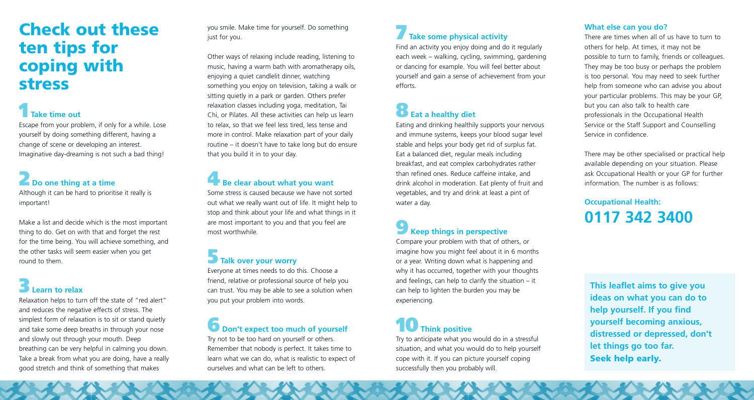# Check out these ten tips for coping with stress

## 1 Take time out

Escape from your problem, if only for a while. Lose yourself by doing something different, having a change of scene or developing an interest. Imaginative day-dreaming is not such a bad thing!

## 2 Do one thing at a time

Although it can be hard to prioritise it really is important!

Make a list and decide which is the most important thing to do. Get on with that and forget the rest for the time being. You will achieve something, and the other tasks will seem easier when you get round to them.

## 3 Learn to relax

Relaxation helps to turn off the state of "red alert" and reduces the negative effects of stress. The simplest form of relaxation is to sit or stand quietly and take some deep breaths in through your nose and slowly out through your mouth. Deep breathing can be very helpful in calming you down. Take a break from what you are doing, have a really good stretch and think of something that makes you smile. Make time for yourself. Do something just for you.

Other ways of relaxing include reading, listening to music, having a warm bath with aromatherapy oils, enjoying a quiet candlelit dinner, watching something you enjoy on television, taking a walk or sitting quietly in a park or garden. Others prefer relaxation classes including yoga, meditation, Tai Chi, or Pilates. All these activities can help us learn to relax, so that we feel less tired, less tense and more in control. Make relaxation part of your daily routine – it doesn't have to take long but do ensure that you build it in to your day.

## 4 Be clear about what you want

Some stress is caused because we have not sorted out what we really want out of life. It might help to stop and think about your life and what things in it are most important to you and that you feel are most worthwhile.

## 5 Talk over your worry

Everyone at times needs to do this. Choose a friend, relative or professional source of help you can trust. You may be able to see a solution when you put your problem into words.

## 6 Don't expect too much of yourself

Try not to be too hard on yourself or others. Remember that nobody is perfect. It takes time to learn what we can do, what is realistic to expect of ourselves and what can be left to others.

## 7 Take some physical activity

Find an activity you enjoy doing and do it regularly each week – walking, cycling, swimming, gardening or dancing for example. You will feel better about yourself and gain a sense of achievement from your efforts.

## 8 Eat a healthy diet

Eating and drinking healthily supports your nervous and immune systems, keeps your blood sugar level stable and helps your body get rid of surplus fat. Eat a balanced diet, regular meals including breakfast, and eat complex carbohydrates rather than refined ones. Reduce caffeine intake, and drink alcohol in moderation. Eat plenty of fruit and vegetables, and try and drink at least a pint of water a day.

## 9 Keep things in perspective

Compare your problem with that of others, or imagine how you might feel about it in 6 months or a year. Writing down what is happening and why it has occurred, together with your thoughts and feelings, can help to clarify the situation – it can help to lighten the burden you may be experiencing.

## 10 Think positive

Try to anticipate what you would do in a stressful situation, and what you would do to help yourself cope with it. If you can picture yourself coping successfully then you probably will.

### What else can you do?

There are times when all of us have to turn to others for help. At times, it may not be possible to turn to family, friends or colleagues. They may be too busy or perhaps the problem is too personal. You may need to seek further help from someone who can advise you about your particular problems. This may be your GP, but you can also talk to health care professionals in the Occupational Health Service or the Staff Support and Counselling Service in confidence.

There may be other specialised or practical help available depending on your situation. Please ask Occupational Health or your GP for further information. The number is as follows:

**Occupational Health:**

# 0117 342 3400

**This leaflet aims to give you ideas on what you can do to help yourself. If you find yourself becoming anxious, distressed or depressed, don't let things go too far.**
**Seek help early.**